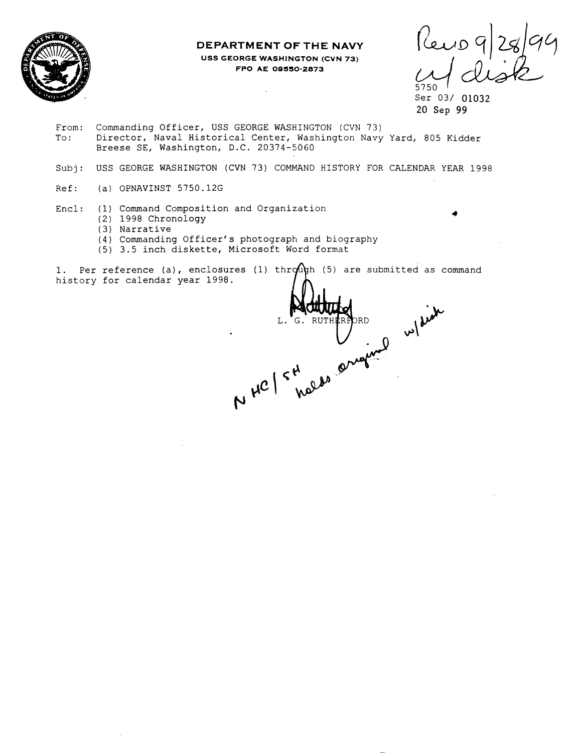**DEPARTMENT OF THE NAVY**
**USS GEORGE WASHINGTON (CVN 73)**
**FPO AE 09550-2873**

Recd 9/28/99
w/ disk

5750
Ser 03/ 01032
20 Sep 99

From: Commanding Officer, USS GEORGE WASHINGTON (CVN 73)
To: Director, Naval Historical Center, Washington Navy Yard, 805 Kidder Breese SE, Washington, D.C. 20374-5060

Subj: USS GEORGE WASHINGTON (CVN 73) COMMAND HISTORY FOR CALENDAR YEAR 1998

Ref: (a) OPNAVINST 5750.12G

Encl: (1) Command Composition and Organization
(2) 1998 Chronology
(3) Narrative
(4) Commanding Officer's photograph and biography
(5) 3.5 inch diskette, Microsoft Word format

1. Per reference (a), enclosures (1) through (5) are submitted as command history for calendar year 1998.

L. G. RUTHERFORD

NHC/SH holds original w/disk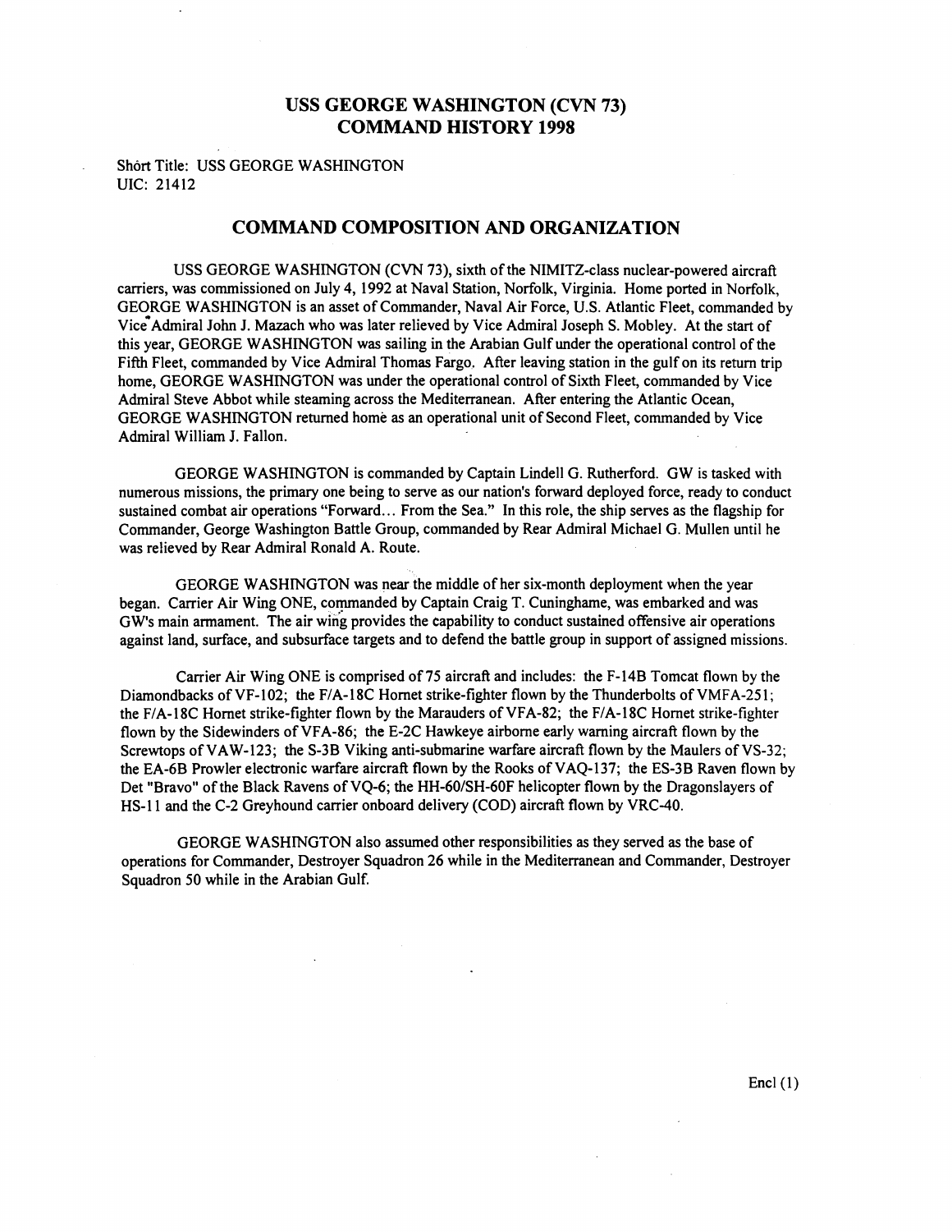# USS GEORGE WASHINGTON (CVN 73)
# COMMAND HISTORY 1998

Short Title: USS GEORGE WASHINGTON
UIC: 21412

## COMMAND COMPOSITION AND ORGANIZATION

USS GEORGE WASHINGTON (CVN 73), sixth of the NIMITZ-class nuclear-powered aircraft carriers, was commissioned on July 4, 1992 at Naval Station, Norfolk, Virginia. Home ported in Norfolk, GEORGE WASHINGTON is an asset of Commander, Naval Air Force, U.S. Atlantic Fleet, commanded by Vice Admiral John J. Mazach who was later relieved by Vice Admiral Joseph S. Mobley. At the start of this year, GEORGE WASHINGTON was sailing in the Arabian Gulf under the operational control of the Fifth Fleet, commanded by Vice Admiral Thomas Fargo. After leaving station in the gulf on its return trip home, GEORGE WASHINGTON was under the operational control of Sixth Fleet, commanded by Vice Admiral Steve Abbot while steaming across the Mediterranean. After entering the Atlantic Ocean, GEORGE WASHINGTON returned home as an operational unit of Second Fleet, commanded by Vice Admiral William J. Fallon.

GEORGE WASHINGTON is commanded by Captain Lindell G. Rutherford. GW is tasked with numerous missions, the primary one being to serve as our nation's forward deployed force, ready to conduct sustained combat air operations "Forward... From the Sea." In this role, the ship serves as the flagship for Commander, George Washington Battle Group, commanded by Rear Admiral Michael G. Mullen until he was relieved by Rear Admiral Ronald A. Route.

GEORGE WASHINGTON was near the middle of her six-month deployment when the year began. Carrier Air Wing ONE, commanded by Captain Craig T. Cuninghame, was embarked and was GW's main armament. The air wing provides the capability to conduct sustained offensive air operations against land, surface, and subsurface targets and to defend the battle group in support of assigned missions.

Carrier Air Wing ONE is comprised of 75 aircraft and includes: the F-14B Tomcat flown by the Diamondbacks of VF-102; the F/A-18C Hornet strike-fighter flown by the Thunderbolts of VMFA-251; the F/A-18C Hornet strike-fighter flown by the Marauders of VFA-82; the F/A-18C Hornet strike-fighter flown by the Sidewinders of VFA-86; the E-2C Hawkeye airborne early warning aircraft flown by the Screwtops of VAW-123; the S-3B Viking anti-submarine warfare aircraft flown by the Maulers of VS-32; the EA-6B Prowler electronic warfare aircraft flown by the Rooks of VAQ-137; the ES-3B Raven flown by Det "Bravo" of the Black Ravens of VQ-6; the HH-60/SH-60F helicopter flown by the Dragonslayers of HS-11 and the C-2 Greyhound carrier onboard delivery (COD) aircraft flown by VRC-40.

GEORGE WASHINGTON also assumed other responsibilities as they served as the base of operations for Commander, Destroyer Squadron 26 while in the Mediterranean and Commander, Destroyer Squadron 50 while in the Arabian Gulf.

Encl (1)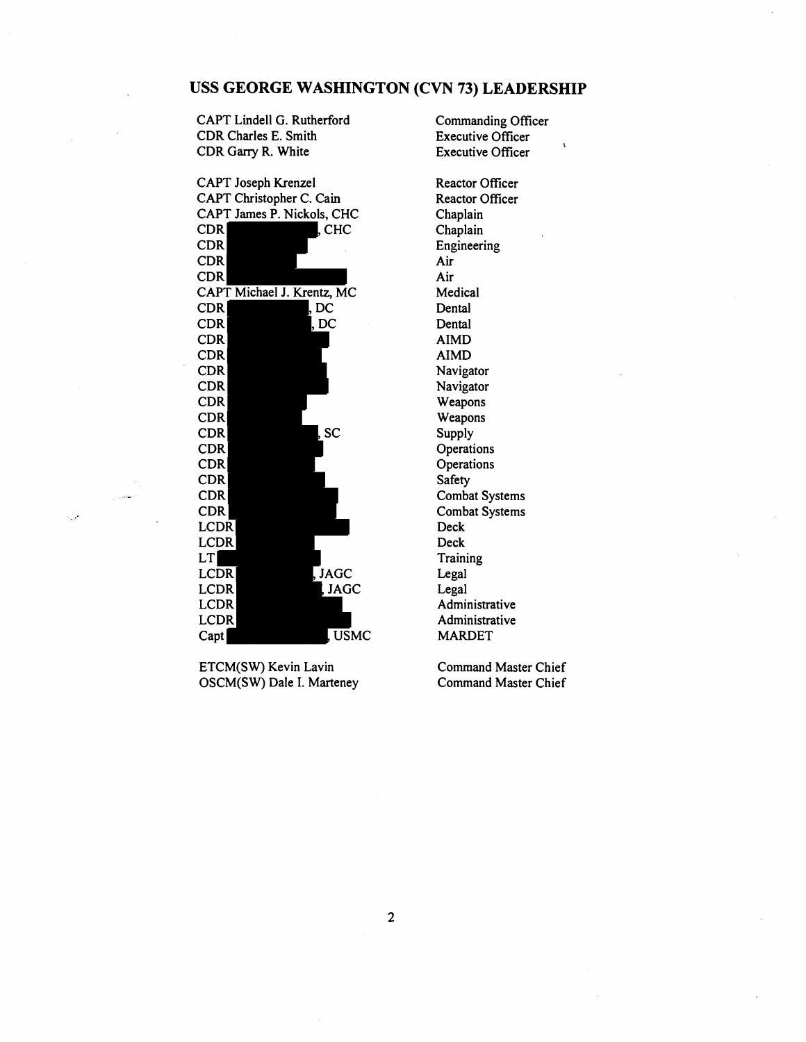# USS GEORGE WASHINGTON (CVN 73) LEADERSHIP

| | |
|---|---|
| CAPT Lindell G. Rutherford | Commanding Officer |
| CDR Charles E. Smith | Executive Officer |
| CDR Garry R. White | Executive Officer |
| | |
| CAPT Joseph Krenzel | Reactor Officer |
| CAPT Christopher C. Cain | Reactor Officer |
| CAPT James P. Nickols, CHC | Chaplain |
| CDR [redacted], CHC | Chaplain |
| CDR [redacted] | Engineering |
| CDR [redacted] | Air |
| CDR [redacted] | Air |
| CAPT Michael J. Krentz, MC | Medical |
| CDR [redacted], DC | Dental |
| CDR [redacted], DC | Dental |
| CDR [redacted] | AIMD |
| CDR [redacted] | AIMD |
| CDR [redacted] | Navigator |
| CDR [redacted] | Navigator |
| CDR [redacted] | Weapons |
| CDR [redacted] | Weapons |
| CDR [redacted], SC | Supply |
| CDR [redacted] | Operations |
| CDR [redacted] | Operations |
| CDR [redacted] | Safety |
| CDR [redacted] | Combat Systems |
| CDR [redacted] | Combat Systems |
| LCDR [redacted] | Deck |
| LCDR [redacted] | Deck |
| LT [redacted] | Training |
| LCDR [redacted], JAGC | Legal |
| LCDR [redacted], JAGC | Legal |
| LCDR [redacted] | Administrative |
| LCDR [redacted] | Administrative |
| Capt [redacted], USMC | MARDET |
| | |
| ETCM(SW) Kevin Lavin | Command Master Chief |
| OSCM(SW) Dale I. Marteney | Command Master Chief |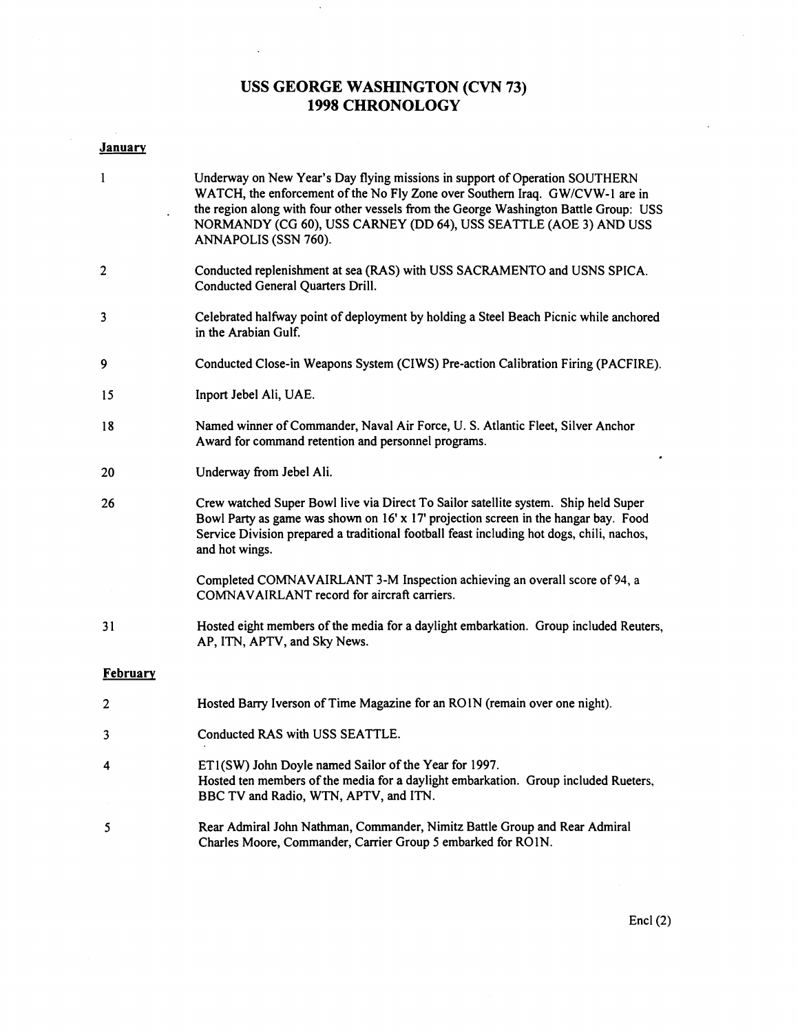# USS GEORGE WASHINGTON (CVN 73)
# 1998 CHRONOLOGY

**January**

| | |
|---|---|
| 1 | Underway on New Year's Day flying missions in support of Operation SOUTHERN WATCH, the enforcement of the No Fly Zone over Southern Iraq. GW/CVW-1 are in the region along with four other vessels from the George Washington Battle Group: USS NORMANDY (CG 60), USS CARNEY (DD 64), USS SEATTLE (AOE 3) AND USS ANNAPOLIS (SSN 760). |
| 2 | Conducted replenishment at sea (RAS) with USS SACRAMENTO and USNS SPICA. Conducted General Quarters Drill. |
| 3 | Celebrated halfway point of deployment by holding a Steel Beach Picnic while anchored in the Arabian Gulf. |
| 9 | Conducted Close-in Weapons System (CIWS) Pre-action Calibration Firing (PACFIRE). |
| 15 | Inport Jebel Ali, UAE. |
| 18 | Named winner of Commander, Naval Air Force, U. S. Atlantic Fleet, Silver Anchor Award for command retention and personnel programs. |
| 20 | Underway from Jebel Ali. |
| 26 | Crew watched Super Bowl live via Direct To Sailor satellite system. Ship held Super Bowl Party as game was shown on 16' x 17' projection screen in the hangar bay. Food Service Division prepared a traditional football feast including hot dogs, chili, nachos, and hot wings. |
| | Completed COMNAVAIRLANT 3-M Inspection achieving an overall score of 94, a COMNAVAIRLANT record for aircraft carriers. |
| 31 | Hosted eight members of the media for a daylight embarkation. Group included Reuters, AP, ITN, APTV, and Sky News. |

**February**

| | |
|---|---|
| 2 | Hosted Barry Iverson of Time Magazine for an RO1N (remain over one night). |
| 3 | Conducted RAS with USS SEATTLE. |
| 4 | ET1(SW) John Doyle named Sailor of the Year for 1997. Hosted ten members of the media for a daylight embarkation. Group included Rueters, BBC TV and Radio, WTN, APTV, and ITN. |
| 5 | Rear Admiral John Nathman, Commander, Nimitz Battle Group and Rear Admiral Charles Moore, Commander, Carrier Group 5 embarked for RO1N. |

Encl (2)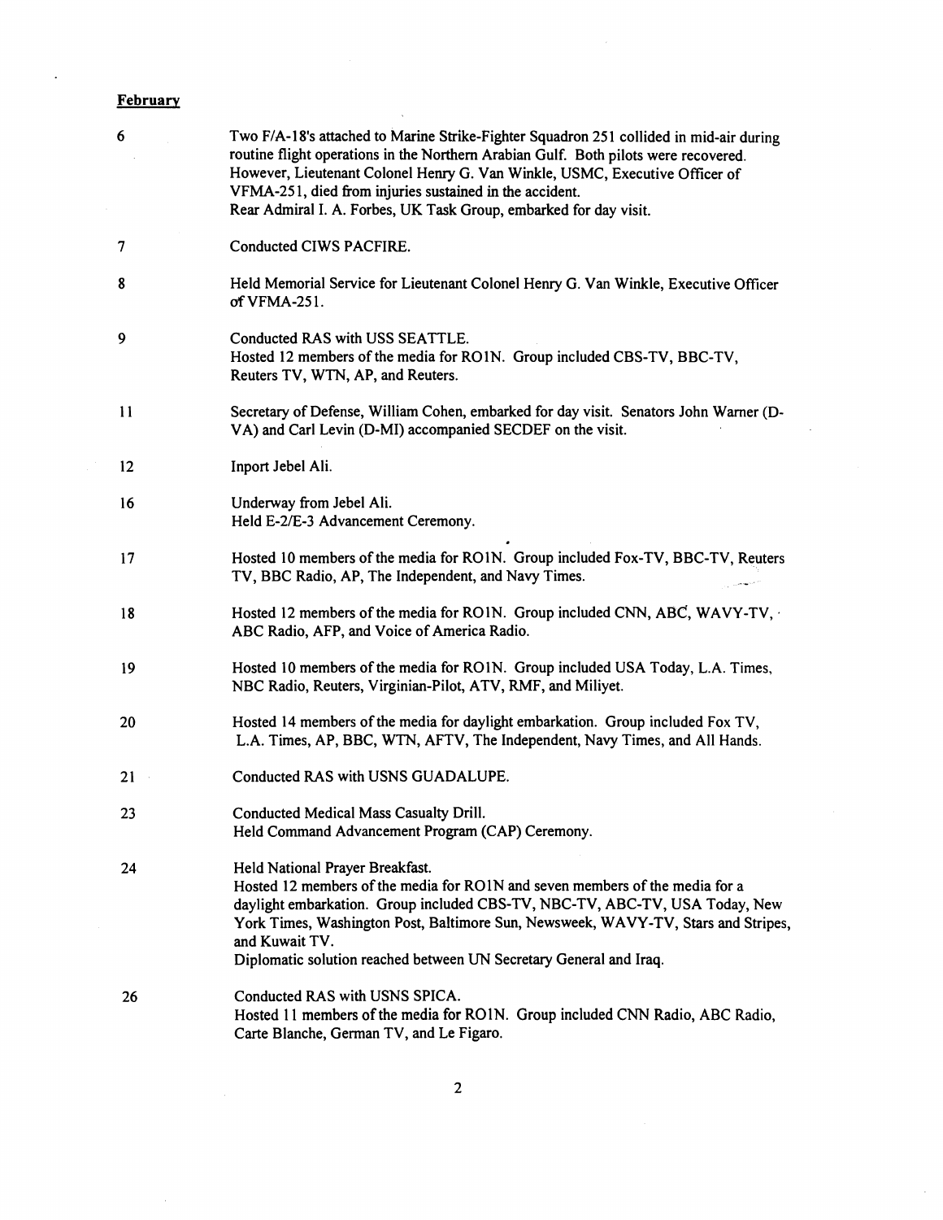**February**

| | |
|---|---|
| 6 | Two F/A-18's attached to Marine Strike-Fighter Squadron 251 collided in mid-air during routine flight operations in the Northern Arabian Gulf. Both pilots were recovered. However, Lieutenant Colonel Henry G. Van Winkle, USMC, Executive Officer of VFMA-251, died from injuries sustained in the accident.<br>Rear Admiral I. A. Forbes, UK Task Group, embarked for day visit. |
| 7 | Conducted CIWS PACFIRE. |
| 8 | Held Memorial Service for Lieutenant Colonel Henry G. Van Winkle, Executive Officer of VFMA-251. |
| 9 | Conducted RAS with USS SEATTLE.<br>Hosted 12 members of the media for RO1N. Group included CBS-TV, BBC-TV, Reuters TV, WTN, AP, and Reuters. |
| 11 | Secretary of Defense, William Cohen, embarked for day visit. Senators John Warner (D-VA) and Carl Levin (D-MI) accompanied SECDEF on the visit. |
| 12 | Inport Jebel Ali. |
| 16 | Underway from Jebel Ali.<br>Held E-2/E-3 Advancement Ceremony. |
| 17 | Hosted 10 members of the media for RO1N. Group included Fox-TV, BBC-TV, Reuters TV, BBC Radio, AP, The Independent, and Navy Times. |
| 18 | Hosted 12 members of the media for RO1N. Group included CNN, ABC, WAVY-TV, ABC Radio, AFP, and Voice of America Radio. |
| 19 | Hosted 10 members of the media for RO1N. Group included USA Today, L.A. Times, NBC Radio, Reuters, Virginian-Pilot, ATV, RMF, and Miliyet. |
| 20 | Hosted 14 members of the media for daylight embarkation. Group included Fox TV, L.A. Times, AP, BBC, WTN, AFTV, The Independent, Navy Times, and All Hands. |
| 21 | Conducted RAS with USNS GUADALUPE. |
| 23 | Conducted Medical Mass Casualty Drill.<br>Held Command Advancement Program (CAP) Ceremony. |
| 24 | Held National Prayer Breakfast.<br>Hosted 12 members of the media for RO1N and seven members of the media for a daylight embarkation. Group included CBS-TV, NBC-TV, ABC-TV, USA Today, New York Times, Washington Post, Baltimore Sun, Newsweek, WAVY-TV, Stars and Stripes, and Kuwait TV.<br>Diplomatic solution reached between UN Secretary General and Iraq. |
| 26 | Conducted RAS with USNS SPICA.<br>Hosted 11 members of the media for RO1N. Group included CNN Radio, ABC Radio, Carte Blanche, German TV, and Le Figaro. |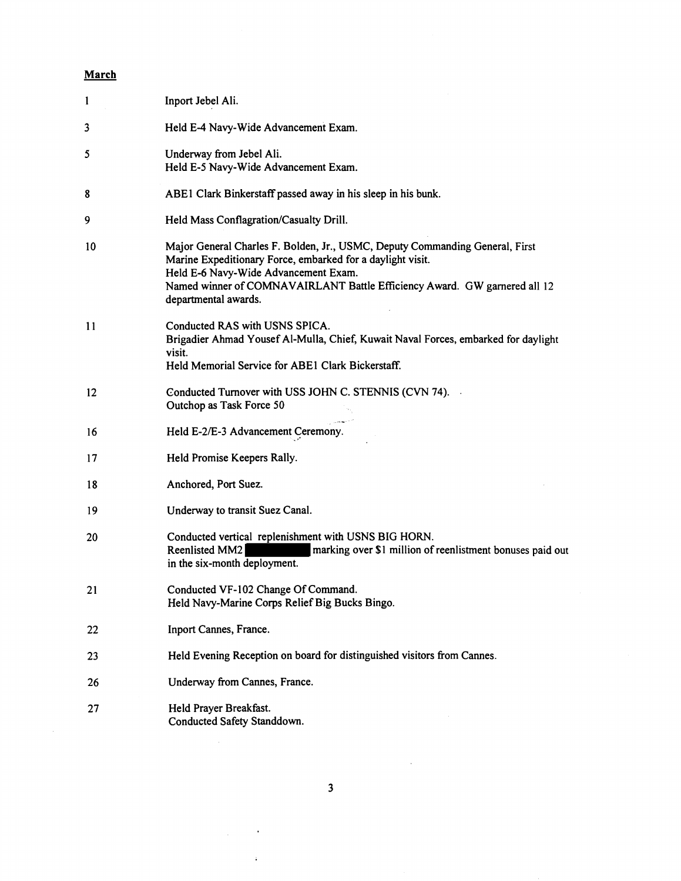**March**

| | |
|---|---|
| 1 | Inport Jebel Ali. |
| 3 | Held E-4 Navy-Wide Advancement Exam. |
| 5 | Underway from Jebel Ali.<br>Held E-5 Navy-Wide Advancement Exam. |
| 8 | ABE1 Clark Binkerstaff passed away in his sleep in his bunk. |
| 9 | Held Mass Conflagration/Casualty Drill. |
| 10 | Major General Charles F. Bolden, Jr., USMC, Deputy Commanding General, First Marine Expeditionary Force, embarked for a daylight visit.<br>Held E-6 Navy-Wide Advancement Exam.<br>Named winner of COMNAVAIRLANT Battle Efficiency Award. GW garnered all 12 departmental awards. |
| 11 | Conducted RAS with USNS SPICA.<br>Brigadier Ahmad Yousef Al-Mulla, Chief, Kuwait Naval Forces, embarked for daylight visit.<br>Held Memorial Service for ABE1 Clark Bickerstaff. |
| 12 | Conducted Turnover with USS JOHN C. STENNIS (CVN 74).<br>Outchop as Task Force 50 |
| 16 | Held E-2/E-3 Advancement Ceremony. |
| 17 | Held Promise Keepers Rally. |
| 18 | Anchored, Port Suez. |
| 19 | Underway to transit Suez Canal. |
| 20 | Conducted vertical replenishment with USNS BIG HORN.<br>Reenlisted MM2 [REDACTED] marking over $1 million of reenlistment bonuses paid out in the six-month deployment. |
| 21 | Conducted VF-102 Change Of Command.<br>Held Navy-Marine Corps Relief Big Bucks Bingo. |
| 22 | Inport Cannes, France. |
| 23 | Held Evening Reception on board for distinguished visitors from Cannes. |
| 26 | Underway from Cannes, France. |
| 27 | Held Prayer Breakfast.<br>Conducted Safety Standdown. |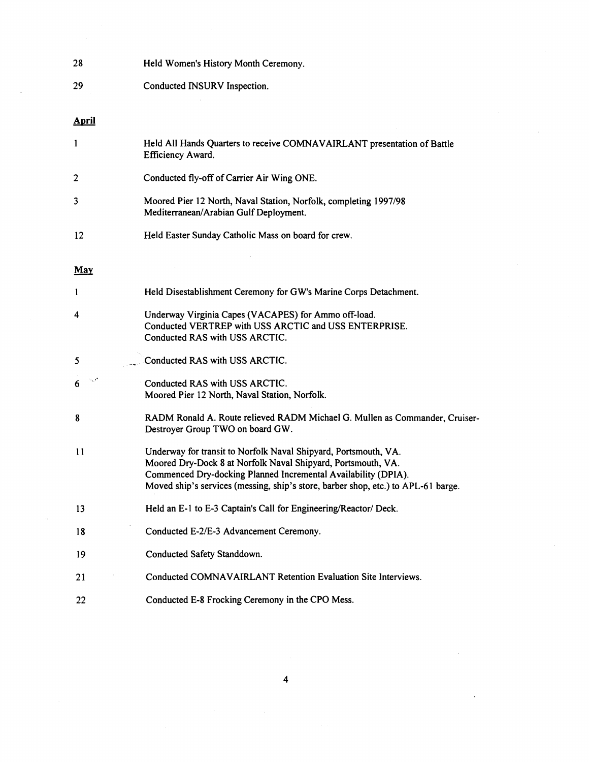| | |
|---|---|
| 28 | Held Women's History Month Ceremony. |
| 29 | Conducted INSURV Inspection. |

**April**

| | |
|---|---|
| 1 | Held All Hands Quarters to receive COMNAVAIRLANT presentation of Battle Efficiency Award. |
| 2 | Conducted fly-off of Carrier Air Wing ONE. |
| 3 | Moored Pier 12 North, Naval Station, Norfolk, completing 1997/98 Mediterranean/Arabian Gulf Deployment. |
| 12 | Held Easter Sunday Catholic Mass on board for crew. |

**May**

| | |
|---|---|
| 1 | Held Disestablishment Ceremony for GW's Marine Corps Detachment. |
| 4 | Underway Virginia Capes (VACAPES) for Ammo off-load.<br>Conducted VERTREP with USS ARCTIC and USS ENTERPRISE.<br>Conducted RAS with USS ARCTIC. |
| 5 | Conducted RAS with USS ARCTIC. |
| 6 | Conducted RAS with USS ARCTIC.<br>Moored Pier 12 North, Naval Station, Norfolk. |
| 8 | RADM Ronald A. Route relieved RADM Michael G. Mullen as Commander, Cruiser-Destroyer Group TWO on board GW. |
| 11 | Underway for transit to Norfolk Naval Shipyard, Portsmouth, VA.<br>Moored Dry-Dock 8 at Norfolk Naval Shipyard, Portsmouth, VA.<br>Commenced Dry-docking Planned Incremental Availability (DPIA).<br>Moved ship's services (messing, ship's store, barber shop, etc.) to APL-61 barge. |
| 13 | Held an E-1 to E-3 Captain's Call for Engineering/Reactor/ Deck. |
| 18 | Conducted E-2/E-3 Advancement Ceremony. |
| 19 | Conducted Safety Standdown. |
| 21 | Conducted COMNAVAIRLANT Retention Evaluation Site Interviews. |
| 22 | Conducted E-8 Frocking Ceremony in the CPO Mess. |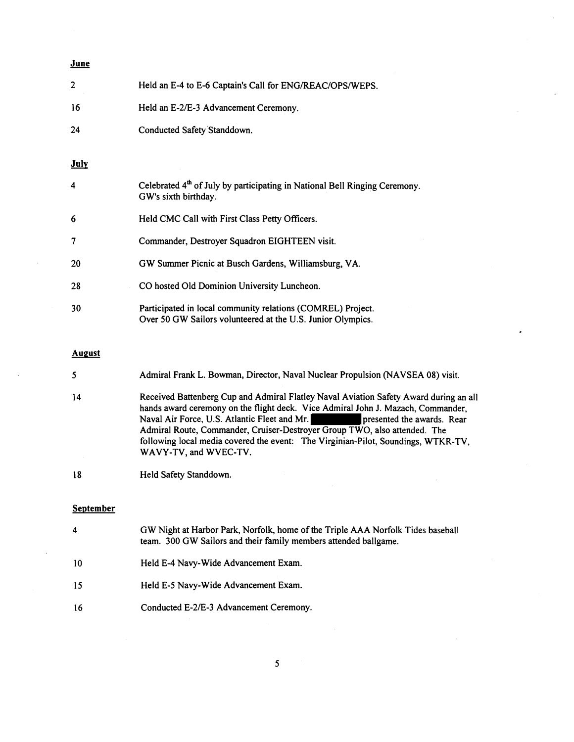**June**

| | |
|---|---|
| 2 | Held an E-4 to E-6 Captain's Call for ENG/REAC/OPS/WEPS. |
| 16 | Held an E-2/E-3 Advancement Ceremony. |
| 24 | Conducted Safety Standdown. |

**July**

| | |
|---|---|
| 4 | Celebrated 4th of July by participating in National Bell Ringing Ceremony. GW's sixth birthday. |
| 6 | Held CMC Call with First Class Petty Officers. |
| 7 | Commander, Destroyer Squadron EIGHTEEN visit. |
| 20 | GW Summer Picnic at Busch Gardens, Williamsburg, VA. |
| 28 | CO hosted Old Dominion University Luncheon. |
| 30 | Participated in local community relations (COMREL) Project. Over 50 GW Sailors volunteered at the U.S. Junior Olympics. |

**August**

| | |
|---|---|
| 5 | Admiral Frank L. Bowman, Director, Naval Nuclear Propulsion (NAVSEA 08) visit. |
| 14 | Received Battenberg Cup and Admiral Flatley Naval Aviation Safety Award during an all hands award ceremony on the flight deck. Vice Admiral John J. Mazach, Commander, Naval Air Force, U.S. Atlantic Fleet and Mr. [REDACTED] presented the awards. Rear Admiral Route, Commander, Cruiser-Destroyer Group TWO, also attended. The following local media covered the event: The Virginian-Pilot, Soundings, WTKR-TV, WAVY-TV, and WVEC-TV. |
| 18 | Held Safety Standdown. |

**September**

| | |
|---|---|
| 4 | GW Night at Harbor Park, Norfolk, home of the Triple AAA Norfolk Tides baseball team. 300 GW Sailors and their family members attended ballgame. |
| 10 | Held E-4 Navy-Wide Advancement Exam. |
| 15 | Held E-5 Navy-Wide Advancement Exam. |
| 16 | Conducted E-2/E-3 Advancement Ceremony. |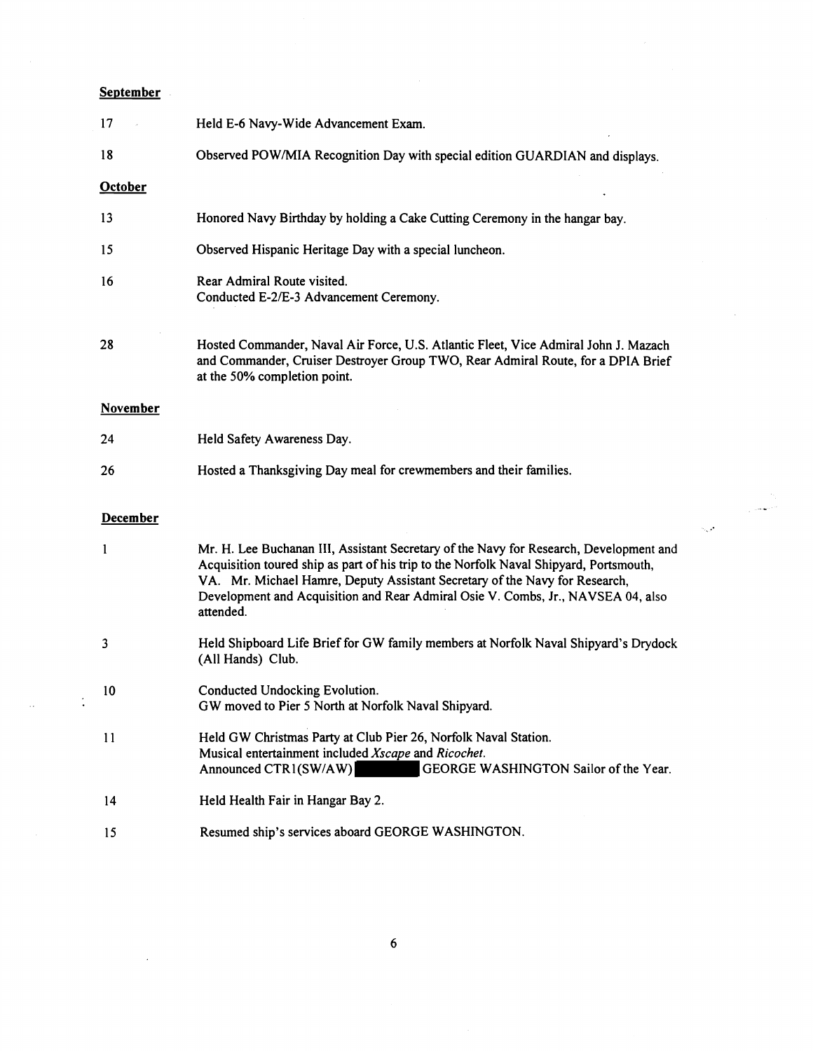**September**

| | |
|---|---|
| 17 | Held E-6 Navy-Wide Advancement Exam. |
| 18 | Observed POW/MIA Recognition Day with special edition GUARDIAN and displays. |

**October**

| | |
|---|---|
| 13 | Honored Navy Birthday by holding a Cake Cutting Ceremony in the hangar bay. |
| 15 | Observed Hispanic Heritage Day with a special luncheon. |
| 16 | Rear Admiral Route visited.<br>Conducted E-2/E-3 Advancement Ceremony. |
| 28 | Hosted Commander, Naval Air Force, U.S. Atlantic Fleet, Vice Admiral John J. Mazach and Commander, Cruiser Destroyer Group TWO, Rear Admiral Route, for a DPIA Brief at the 50% completion point. |

**November**

| | |
|---|---|
| 24 | Held Safety Awareness Day. |
| 26 | Hosted a Thanksgiving Day meal for crewmembers and their families. |

**December**

| | |
|---|---|
| 1 | Mr. H. Lee Buchanan III, Assistant Secretary of the Navy for Research, Development and Acquisition toured ship as part of his trip to the Norfolk Naval Shipyard, Portsmouth, VA. Mr. Michael Hamre, Deputy Assistant Secretary of the Navy for Research, Development and Acquisition and Rear Admiral Osie V. Combs, Jr., NAVSEA 04, also attended. |
| 3 | Held Shipboard Life Brief for GW family members at Norfolk Naval Shipyard's Drydock (All Hands) Club. |
| 10 | Conducted Undocking Evolution.<br>GW moved to Pier 5 North at Norfolk Naval Shipyard. |
| 11 | Held GW Christmas Party at Club Pier 26, Norfolk Naval Station.<br>Musical entertainment included *Xscape* and *Ricochet*.<br>Announced CTR1(SW/AW) [REDACTED] GEORGE WASHINGTON Sailor of the Year. |
| 14 | Held Health Fair in Hangar Bay 2. |
| 15 | Resumed ship's services aboard GEORGE WASHINGTON. |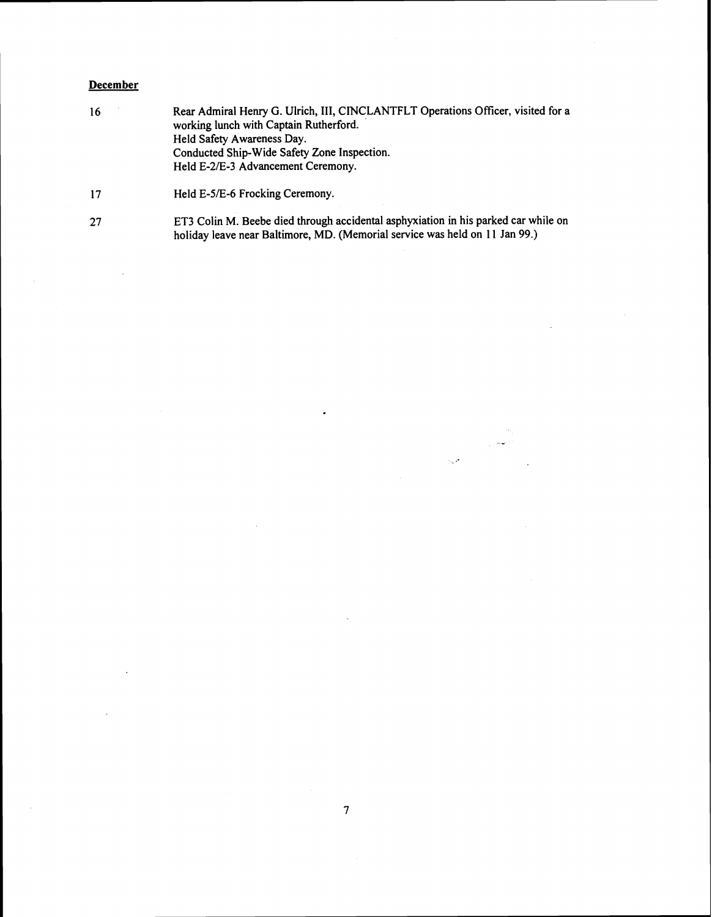**December**

16 Rear Admiral Henry G. Ulrich, III, CINCLANTFLT Operations Officer, visited for a working lunch with Captain Rutherford.
Held Safety Awareness Day.
Conducted Ship-Wide Safety Zone Inspection.
Held E-2/E-3 Advancement Ceremony.

17 Held E-5/E-6 Frocking Ceremony.

27 ET3 Colin M. Beebe died through accidental asphyxiation in his parked car while on holiday leave near Baltimore, MD. (Memorial service was held on 11 Jan 99.)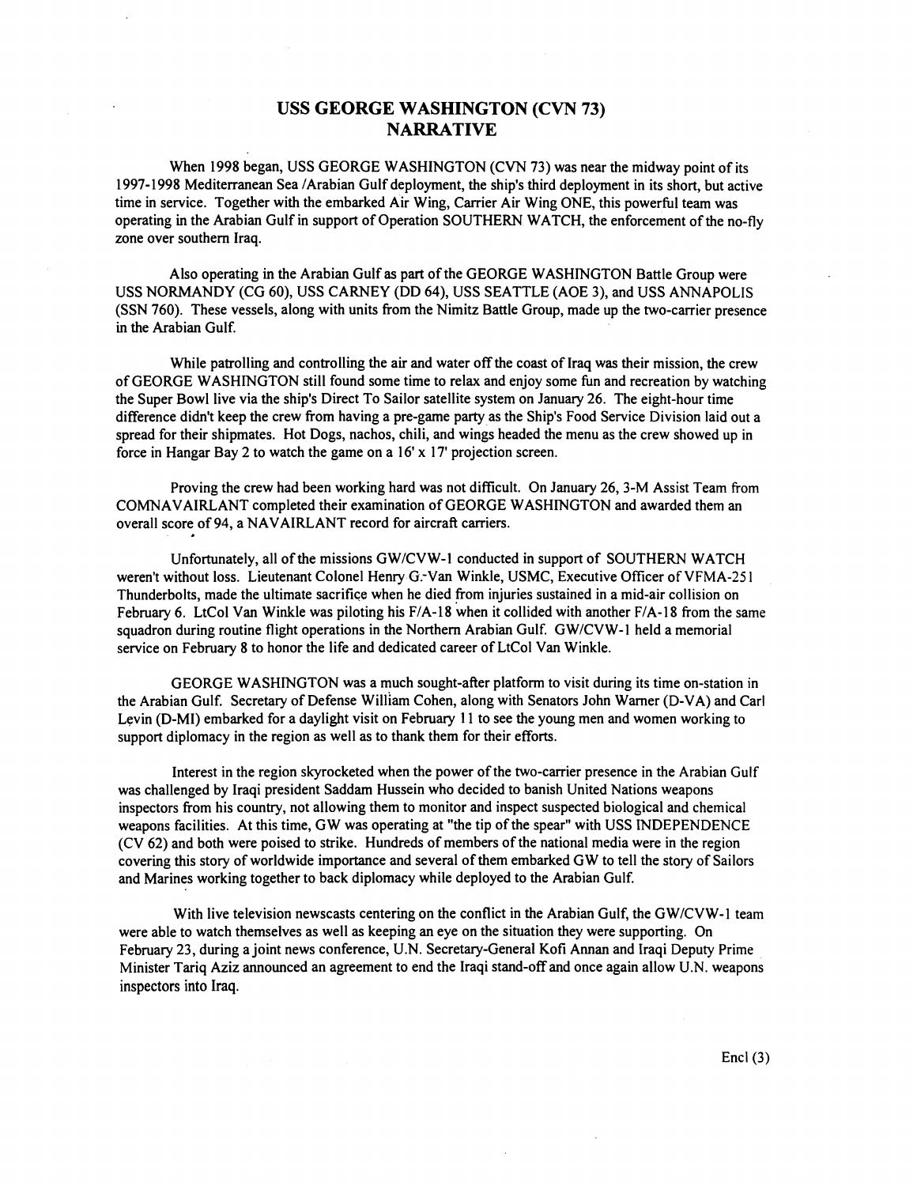# USS GEORGE WASHINGTON (CVN 73) NARRATIVE

When 1998 began, USS GEORGE WASHINGTON (CVN 73) was near the midway point of its 1997-1998 Mediterranean Sea /Arabian Gulf deployment, the ship's third deployment in its short, but active time in service. Together with the embarked Air Wing, Carrier Air Wing ONE, this powerful team was operating in the Arabian Gulf in support of Operation SOUTHERN WATCH, the enforcement of the no-fly zone over southern Iraq.

Also operating in the Arabian Gulf as part of the GEORGE WASHINGTON Battle Group were USS NORMANDY (CG 60), USS CARNEY (DD 64), USS SEATTLE (AOE 3), and USS ANNAPOLIS (SSN 760). These vessels, along with units from the Nimitz Battle Group, made up the two-carrier presence in the Arabian Gulf.

While patrolling and controlling the air and water off the coast of Iraq was their mission, the crew of GEORGE WASHINGTON still found some time to relax and enjoy some fun and recreation by watching the Super Bowl live via the ship's Direct To Sailor satellite system on January 26. The eight-hour time difference didn't keep the crew from having a pre-game party as the Ship's Food Service Division laid out a spread for their shipmates. Hot Dogs, nachos, chili, and wings headed the menu as the crew showed up in force in Hangar Bay 2 to watch the game on a 16' x 17' projection screen.

Proving the crew had been working hard was not difficult. On January 26, 3-M Assist Team from COMNAVAIRLANT completed their examination of GEORGE WASHINGTON and awarded them an overall score of 94, a NAVAIRLANT record for aircraft carriers.

Unfortunately, all of the missions GW/CVW-1 conducted in support of SOUTHERN WATCH weren't without loss. Lieutenant Colonel Henry G. Van Winkle, USMC, Executive Officer of VFMA-251 Thunderbolts, made the ultimate sacrifice when he died from injuries sustained in a mid-air collision on February 6. LtCol Van Winkle was piloting his F/A-18 when it collided with another F/A-18 from the same squadron during routine flight operations in the Northern Arabian Gulf. GW/CVW-1 held a memorial service on February 8 to honor the life and dedicated career of LtCol Van Winkle.

GEORGE WASHINGTON was a much sought-after platform to visit during its time on-station in the Arabian Gulf. Secretary of Defense William Cohen, along with Senators John Warner (D-VA) and Carl Levin (D-MI) embarked for a daylight visit on February 11 to see the young men and women working to support diplomacy in the region as well as to thank them for their efforts.

Interest in the region skyrocketed when the power of the two-carrier presence in the Arabian Gulf was challenged by Iraqi president Saddam Hussein who decided to banish United Nations weapons inspectors from his country, not allowing them to monitor and inspect suspected biological and chemical weapons facilities. At this time, GW was operating at "the tip of the spear" with USS INDEPENDENCE (CV 62) and both were poised to strike. Hundreds of members of the national media were in the region covering this story of worldwide importance and several of them embarked GW to tell the story of Sailors and Marines working together to back diplomacy while deployed to the Arabian Gulf.

With live television newscasts centering on the conflict in the Arabian Gulf, the GW/CVW-1 team were able to watch themselves as well as keeping an eye on the situation they were supporting. On February 23, during a joint news conference, U.N. Secretary-General Kofi Annan and Iraqi Deputy Prime Minister Tariq Aziz announced an agreement to end the Iraqi stand-off and once again allow U.N. weapons inspectors into Iraq.

Encl (3)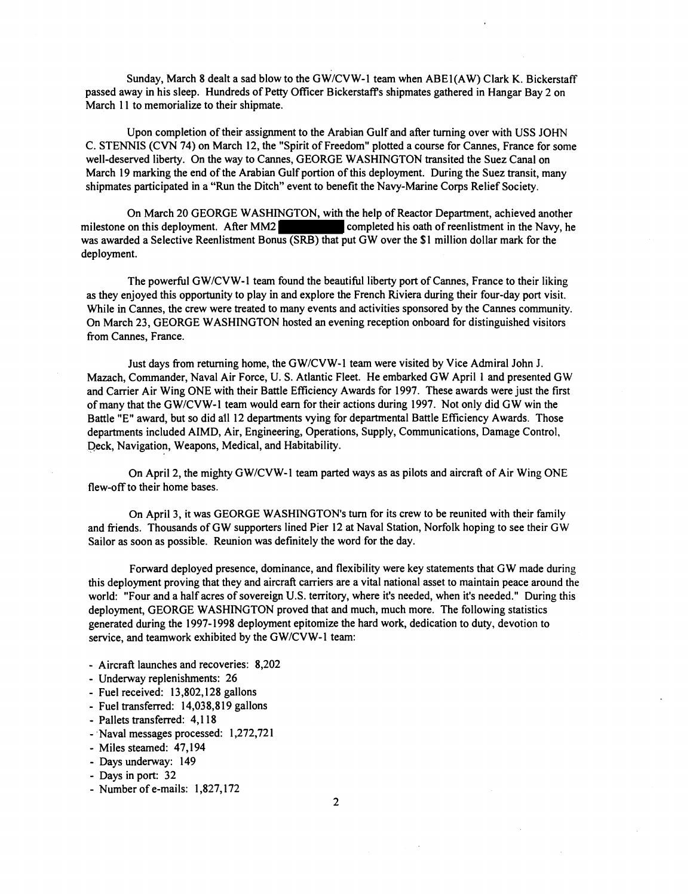Sunday, March 8 dealt a sad blow to the GW/CVW-1 team when ABE1(AW) Clark K. Bickerstaff passed away in his sleep. Hundreds of Petty Officer Bickerstaff's shipmates gathered in Hangar Bay 2 on March 11 to memorialize to their shipmate.

Upon completion of their assignment to the Arabian Gulf and after turning over with USS JOHN C. STENNIS (CVN 74) on March 12, the "Spirit of Freedom" plotted a course for Cannes, France for some well-deserved liberty. On the way to Cannes, GEORGE WASHINGTON transited the Suez Canal on March 19 marking the end of the Arabian Gulf portion of this deployment. During the Suez transit, many shipmates participated in a "Run the Ditch" event to benefit the Navy-Marine Corps Relief Society.

On March 20 GEORGE WASHINGTON, with the help of Reactor Department, achieved another milestone on this deployment. After MM2 [redacted] completed his oath of reenlistment in the Navy, he was awarded a Selective Reenlistment Bonus (SRB) that put GW over the $1 million dollar mark for the deployment.

The powerful GW/CVW-1 team found the beautiful liberty port of Cannes, France to their liking as they enjoyed this opportunity to play in and explore the French Riviera during their four-day port visit. While in Cannes, the crew were treated to many events and activities sponsored by the Cannes community. On March 23, GEORGE WASHINGTON hosted an evening reception onboard for distinguished visitors from Cannes, France.

Just days from returning home, the GW/CVW-1 team were visited by Vice Admiral John J. Mazach, Commander, Naval Air Force, U. S. Atlantic Fleet. He embarked GW April 1 and presented GW and Carrier Air Wing ONE with their Battle Efficiency Awards for 1997. These awards were just the first of many that the GW/CVW-1 team would earn for their actions during 1997. Not only did GW win the Battle "E" award, but so did all 12 departments vying for departmental Battle Efficiency Awards. Those departments included AIMD, Air, Engineering, Operations, Supply, Communications, Damage Control, Deck, Navigation, Weapons, Medical, and Habitability.

On April 2, the mighty GW/CVW-1 team parted ways as as pilots and aircraft of Air Wing ONE flew-off to their home bases.

On April 3, it was GEORGE WASHINGTON's turn for its crew to be reunited with their family and friends. Thousands of GW supporters lined Pier 12 at Naval Station, Norfolk hoping to see their GW Sailor as soon as possible. Reunion was definitely the word for the day.

Forward deployed presence, dominance, and flexibility were key statements that GW made during this deployment proving that they and aircraft carriers are a vital national asset to maintain peace around the world: "Four and a half acres of sovereign U.S. territory, where it's needed, when it's needed." During this deployment, GEORGE WASHINGTON proved that and much, much more. The following statistics generated during the 1997-1998 deployment epitomize the hard work, dedication to duty, devotion to service, and teamwork exhibited by the GW/CVW-1 team:

- Aircraft launches and recoveries: 8,202
- Underway replenishments: 26
- Fuel received: 13,802,128 gallons
- Fuel transferred: 14,038,819 gallons
- Pallets transferred: 4,118
- Naval messages processed: 1,272,721
- Miles steamed: 47,194
- Days underway: 149
- Days in port: 32
- Number of e-mails: 1,827,172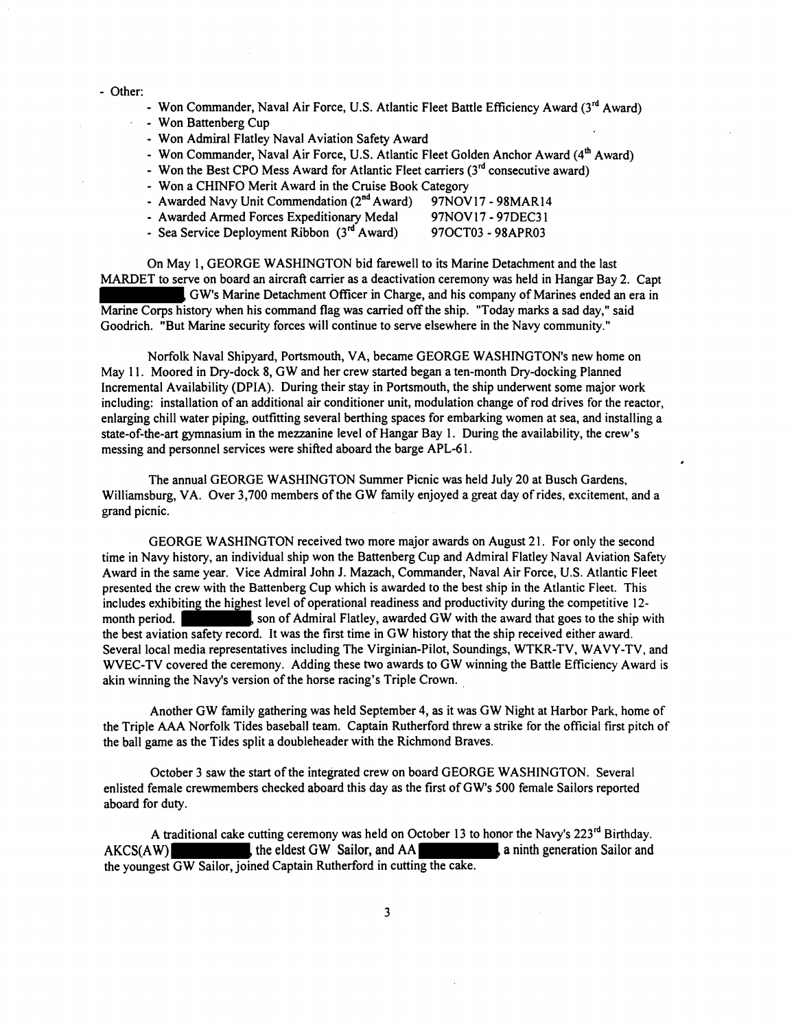- Other:
  - Won Commander, Naval Air Force, U.S. Atlantic Fleet Battle Efficiency Award (3rd Award)
  - Won Battenberg Cup
  - Won Admiral Flatley Naval Aviation Safety Award
  - Won Commander, Naval Air Force, U.S. Atlantic Fleet Golden Anchor Award (4th Award)
  - Won the Best CPO Mess Award for Atlantic Fleet carriers (3rd consecutive award)
  - Won a CHINFO Merit Award in the Cruise Book Category
  - Awarded Navy Unit Commendation (2nd Award) 97NOV17 - 98MAR14
  - Awarded Armed Forces Expeditionary Medal 97NOV17 - 97DEC31
  - Sea Service Deployment Ribbon (3rd Award) 97OCT03 - 98APR03

On May 1, GEORGE WASHINGTON bid farewell to its Marine Detachment and the last MARDET to serve on board an aircraft carrier as a deactivation ceremony was held in Hangar Bay 2. Capt ██████, GW's Marine Detachment Officer in Charge, and his company of Marines ended an era in Marine Corps history when his command flag was carried off the ship. "Today marks a sad day," said Goodrich. "But Marine security forces will continue to serve elsewhere in the Navy community."

Norfolk Naval Shipyard, Portsmouth, VA, became GEORGE WASHINGTON's new home on May 11. Moored in Dry-dock 8, GW and her crew started began a ten-month Dry-docking Planned Incremental Availability (DPIA). During their stay in Portsmouth, the ship underwent some major work including: installation of an additional air conditioner unit, modulation change of rod drives for the reactor, enlarging chill water piping, outfitting several berthing spaces for embarking women at sea, and installing a state-of-the-art gymnasium in the mezzanine level of Hangar Bay 1. During the availability, the crew's messing and personnel services were shifted aboard the barge APL-61.

The annual GEORGE WASHINGTON Summer Picnic was held July 20 at Busch Gardens, Williamsburg, VA. Over 3,700 members of the GW family enjoyed a great day of rides, excitement, and a grand picnic.

GEORGE WASHINGTON received two more major awards on August 21. For only the second time in Navy history, an individual ship won the Battenberg Cup and Admiral Flatley Naval Aviation Safety Award in the same year. Vice Admiral John J. Mazach, Commander, Naval Air Force, U.S. Atlantic Fleet presented the crew with the Battenberg Cup which is awarded to the best ship in the Atlantic Fleet. This includes exhibiting the highest level of operational readiness and productivity during the competitive 12-month period. ██████, son of Admiral Flatley, awarded GW with the award that goes to the ship with the best aviation safety record. It was the first time in GW history that the ship received either award. Several local media representatives including The Virginian-Pilot, Soundings, WTKR-TV, WAVY-TV, and WVEC-TV covered the ceremony. Adding these two awards to GW winning the Battle Efficiency Award is akin winning the Navy's version of the horse racing's Triple Crown.

Another GW family gathering was held September 4, as it was GW Night at Harbor Park, home of the Triple AAA Norfolk Tides baseball team. Captain Rutherford threw a strike for the official first pitch of the ball game as the Tides split a doubleheader with the Richmond Braves.

October 3 saw the start of the integrated crew on board GEORGE WASHINGTON. Several enlisted female crewmembers checked aboard this day as the first of GW's 500 female Sailors reported aboard for duty.

A traditional cake cutting ceremony was held on October 13 to honor the Navy's 223rd Birthday. AKCS(AW) ██████, the eldest GW Sailor, and AA ██████, a ninth generation Sailor and the youngest GW Sailor, joined Captain Rutherford in cutting the cake.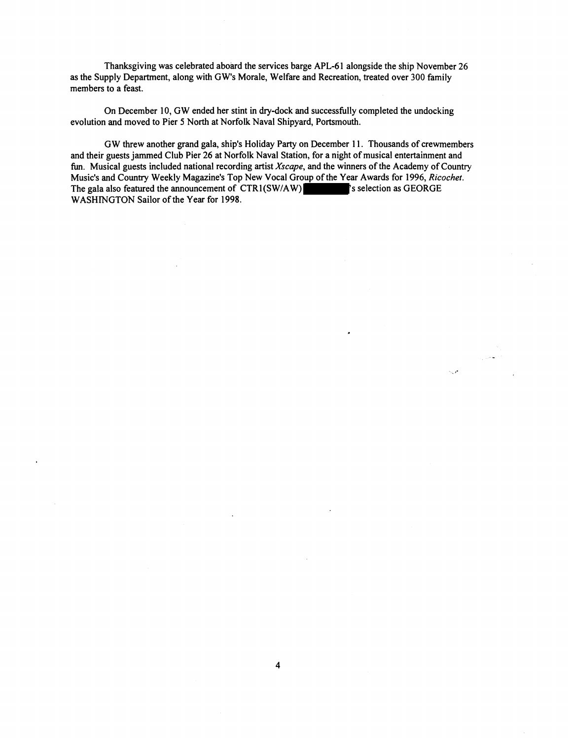Thanksgiving was celebrated aboard the services barge APL-61 alongside the ship November 26 as the Supply Department, along with GW's Morale, Welfare and Recreation, treated over 300 family members to a feast.

On December 10, GW ended her stint in dry-dock and successfully completed the undocking evolution and moved to Pier 5 North at Norfolk Naval Shipyard, Portsmouth.

GW threw another grand gala, ship's Holiday Party on December 11. Thousands of crewmembers and their guests jammed Club Pier 26 at Norfolk Naval Station, for a night of musical entertainment and fun. Musical guests included national recording artist *Xscape*, and the winners of the Academy of Country Music's and Country Weekly Magazine's Top New Vocal Group of the Year Awards for 1996, *Ricochet*. The gala also featured the announcement of CTR1(SW/AW) ████████'s selection as GEORGE WASHINGTON Sailor of the Year for 1998.